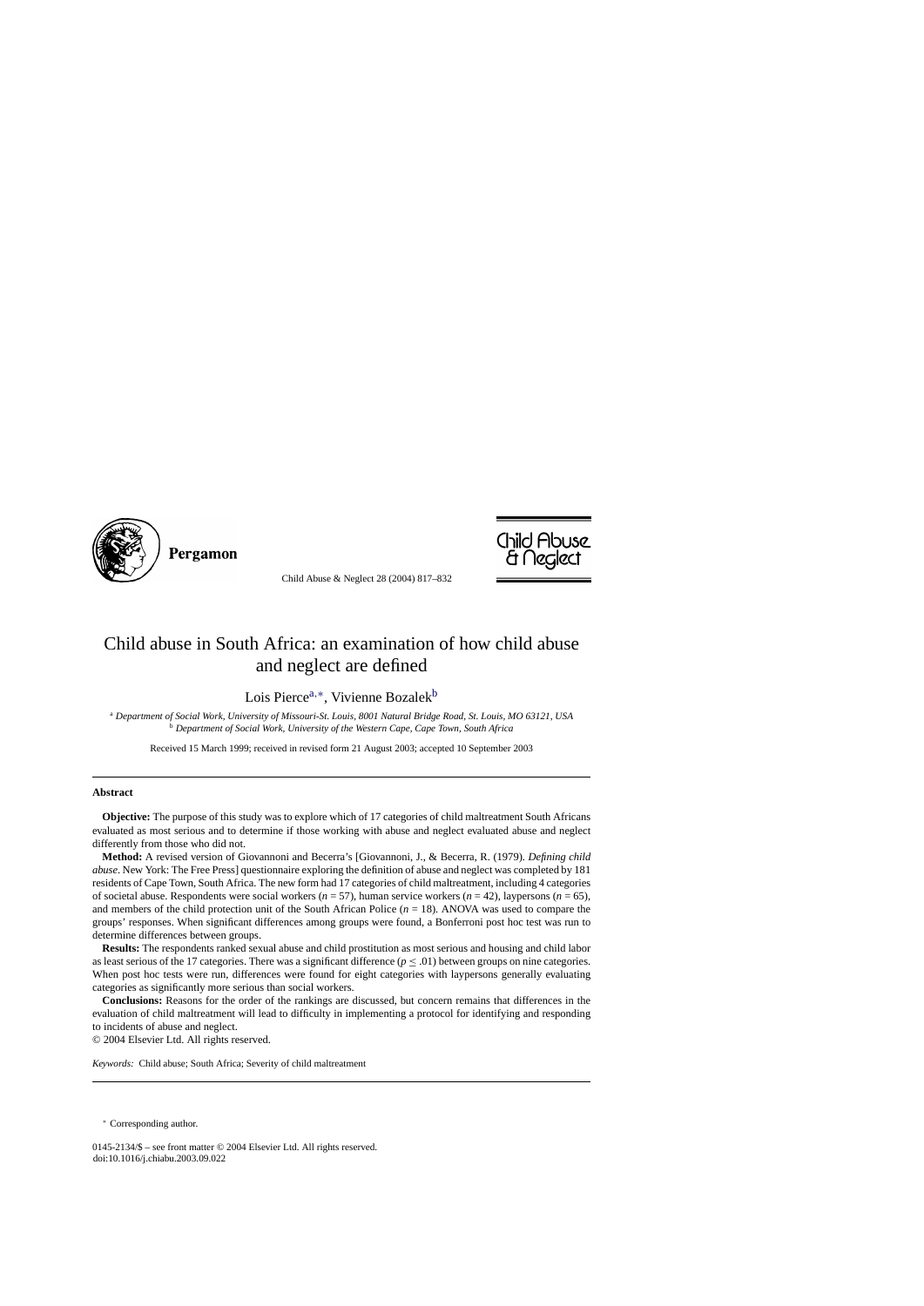# Child abuse in South Africa: an examination of how child abuse and neglect are defined

Lois Pierce[a,*], Vivienne Bozalek[b]

[a] *Department of Social Work, University of Missouri-St. Louis, 8001 Natural Bridge Road, St. Louis, MO 63121, USA*
[b] *Department of Social Work, University of the Western Cape, Cape Town, South Africa*

Received 15 March 1999; received in revised form 21 August 2003; accepted 10 September 2003

## Abstract

**Objective:** The purpose of this study was to explore which of 17 categories of child maltreatment South Africans evaluated as most serious and to determine if those working with abuse and neglect evaluated abuse and neglect differently from those who did not.

**Method:** A revised version of Giovannoni and Becerra's [Giovannoni, J., & Becerra, R. (1979). *Defining child abuse*. New York: The Free Press] questionnaire exploring the definition of abuse and neglect was completed by 181 residents of Cape Town, South Africa. The new form had 17 categories of child maltreatment, including 4 categories of societal abuse. Respondents were social workers ($n = 57$), human service workers ($n = 42$), laypersons ($n = 65$), and members of the child protection unit of the South African Police ($n = 18$). ANOVA was used to compare the groups' responses. When significant differences among groups were found, a Bonferroni post hoc test was run to determine differences between groups.

**Results:** The respondents ranked sexual abuse and child prostitution as most serious and housing and child labor as least serious of the 17 categories. There was a significant difference ($p \leq .01$) between groups on nine categories. When post hoc tests were run, differences were found for eight categories with laypersons generally evaluating categories as significantly more serious than social workers.

**Conclusions:** Reasons for the order of the rankings are discussed, but concern remains that differences in the evaluation of child maltreatment will lead to difficulty in implementing a protocol for identifying and responding to incidents of abuse and neglect.

© 2004 Elsevier Ltd. All rights reserved.

*Keywords:* Child abuse; South Africa; Severity of child maltreatment

---

* Corresponding author.

0145-2134/$ – see front matter © 2004 Elsevier Ltd. All rights reserved.
doi:10.1016/j.chiabu.2003.09.022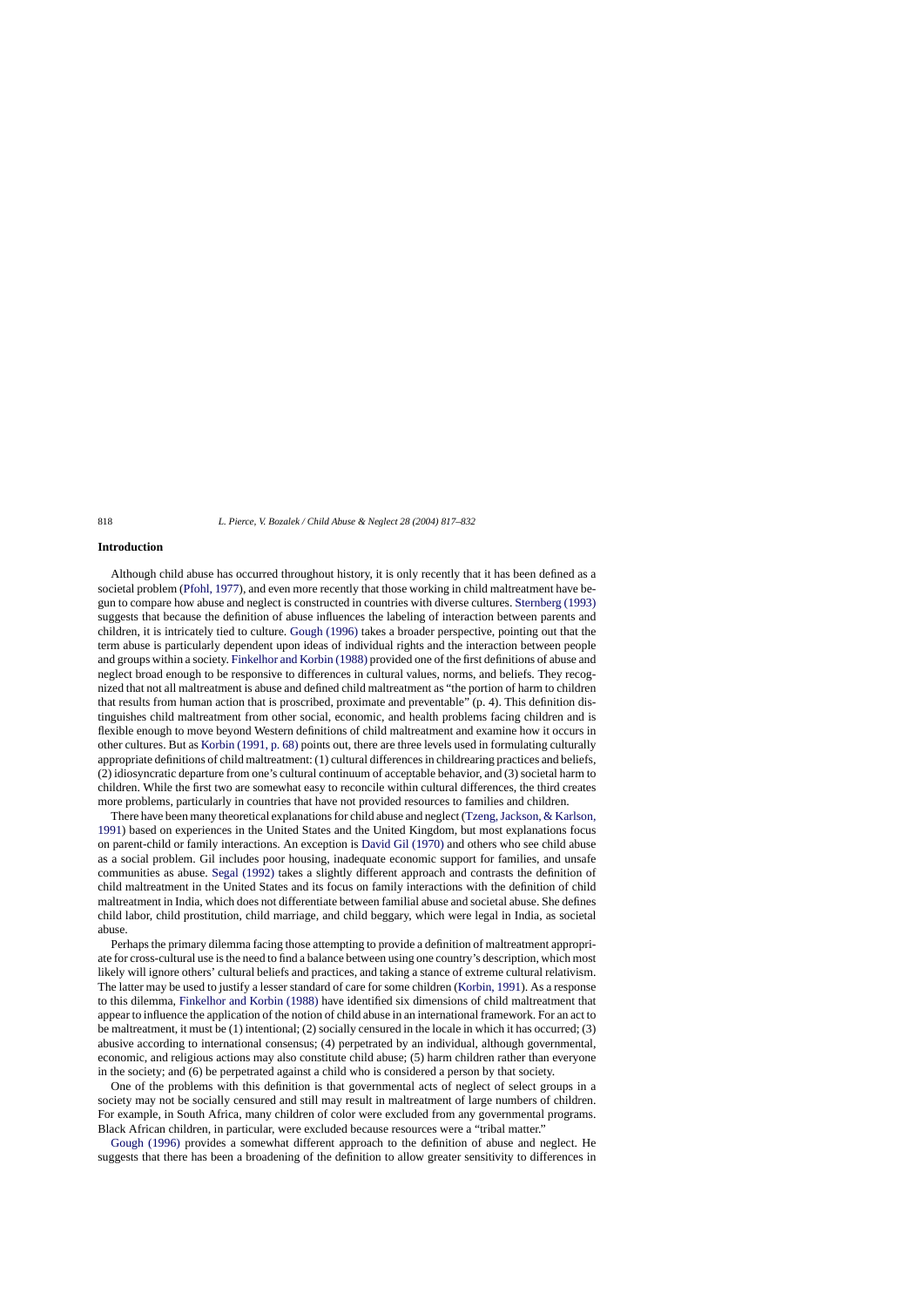## Introduction

Although child abuse has occurred throughout history, it is only recently that it has been defined as a societal problem (Pfohl, 1977), and even more recently that those working in child maltreatment have begun to compare how abuse and neglect is constructed in countries with diverse cultures. Sternberg (1993) suggests that because the definition of abuse influences the labeling of interaction between parents and children, it is intricately tied to culture. Gough (1996) takes a broader perspective, pointing out that the term abuse is particularly dependent upon ideas of individual rights and the interaction between people and groups within a society. Finkelhor and Korbin (1988) provided one of the first definitions of abuse and neglect broad enough to be responsive to differences in cultural values, norms, and beliefs. They recognized that not all maltreatment is abuse and defined child maltreatment as "the portion of harm to children that results from human action that is proscribed, proximate and preventable" (p. 4). This definition distinguishes child maltreatment from other social, economic, and health problems facing children and is flexible enough to move beyond Western definitions of child maltreatment and examine how it occurs in other cultures. But as Korbin (1991, p. 68) points out, there are three levels used in formulating culturally appropriate definitions of child maltreatment: (1) cultural differences in childrearing practices and beliefs, (2) idiosyncratic departure from one's cultural continuum of acceptable behavior, and (3) societal harm to children. While the first two are somewhat easy to reconcile within cultural differences, the third creates more problems, particularly in countries that have not provided resources to families and children.

There have been many theoretical explanations for child abuse and neglect (Tzeng, Jackson, & Karlson, 1991) based on experiences in the United States and the United Kingdom, but most explanations focus on parent-child or family interactions. An exception is David Gil (1970) and others who see child abuse as a social problem. Gil includes poor housing, inadequate economic support for families, and unsafe communities as abuse. Segal (1992) takes a slightly different approach and contrasts the definition of child maltreatment in the United States and its focus on family interactions with the definition of child maltreatment in India, which does not differentiate between familial abuse and societal abuse. She defines child labor, child prostitution, child marriage, and child beggary, which were legal in India, as societal abuse.

Perhaps the primary dilemma facing those attempting to provide a definition of maltreatment appropriate for cross-cultural use is the need to find a balance between using one country's description, which most likely will ignore others' cultural beliefs and practices, and taking a stance of extreme cultural relativism. The latter may be used to justify a lesser standard of care for some children (Korbin, 1991). As a response to this dilemma, Finkelhor and Korbin (1988) have identified six dimensions of child maltreatment that appear to influence the application of the notion of child abuse in an international framework. For an act to be maltreatment, it must be (1) intentional; (2) socially censured in the locale in which it has occurred; (3) abusive according to international consensus; (4) perpetrated by an individual, although governmental, economic, and religious actions may also constitute child abuse; (5) harm children rather than everyone in the society; and (6) be perpetrated against a child who is considered a person by that society.

One of the problems with this definition is that governmental acts of neglect of select groups in a society may not be socially censured and still may result in maltreatment of large numbers of children. For example, in South Africa, many children of color were excluded from any governmental programs. Black African children, in particular, were excluded because resources were a "tribal matter."

Gough (1996) provides a somewhat different approach to the definition of abuse and neglect. He suggests that there has been a broadening of the definition to allow greater sensitivity to differences in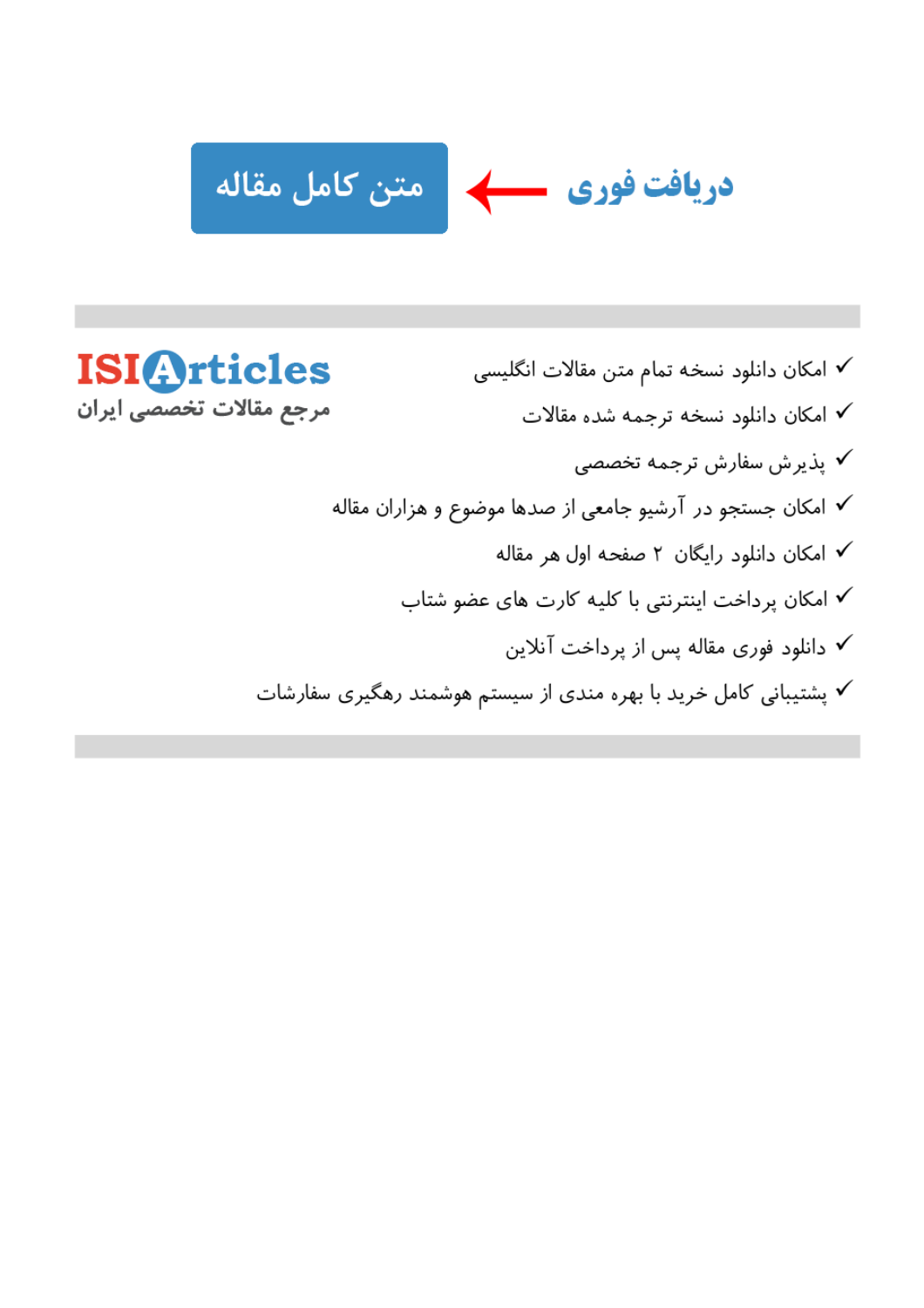دریافت فوری ← متن کامل مقاله

**ISIArticles**
مرجع مقالات تخصصی ایران

- ✓ امکان دانلود نسخه تمام متن مقالات انگلیسی
- ✓ امکان دانلود نسخه ترجمه شده مقالات
- ✓ پذیرش سفارش ترجمه تخصصی
- ✓ امکان جستجو در آرشیو جامعی از صدها موضوع و هزاران مقاله
- ✓ امکان دانلود رایگان ۲ صفحه اول هر مقاله
- ✓ امکان پرداخت اینترنتی با کلیه کارت های عضو شتاب
- ✓ دانلود فوری مقاله پس از پرداخت آنلاین
- ✓ پشتیبانی کامل خرید با بهره مندی از سیستم هوشمند رهگیری سفارشات